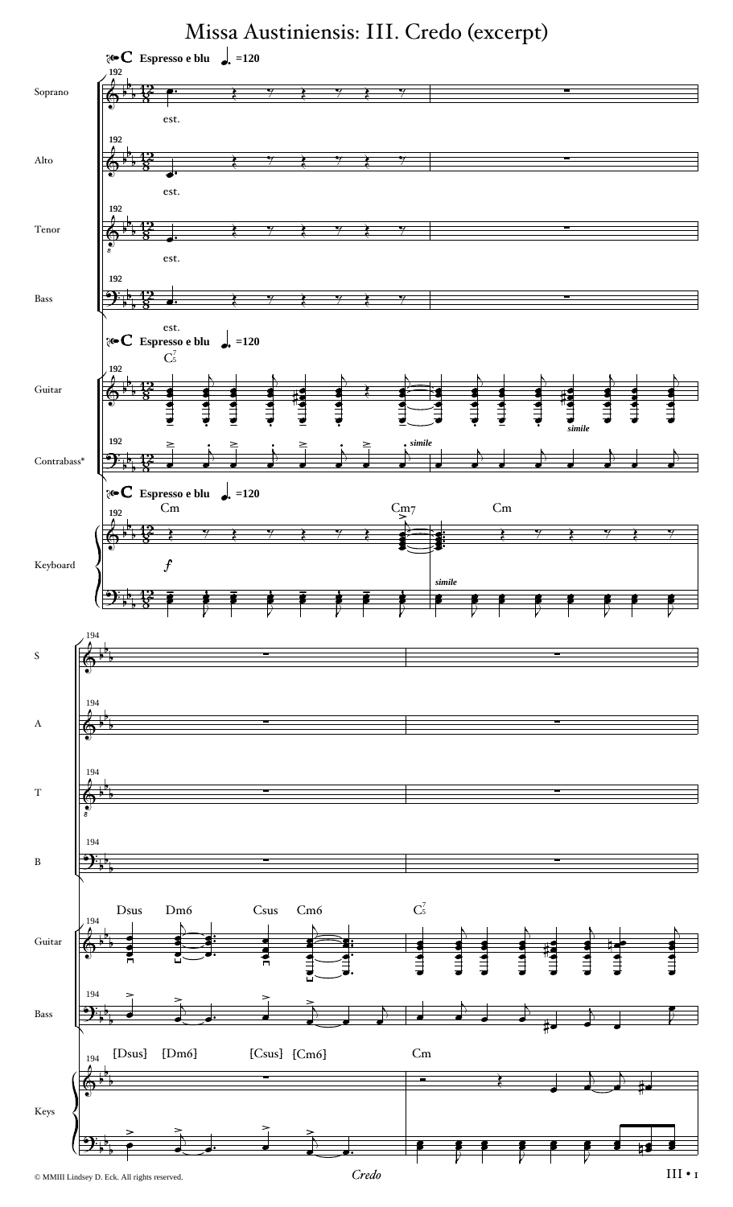# Missa Austiniensis: III. Credo (excerpt)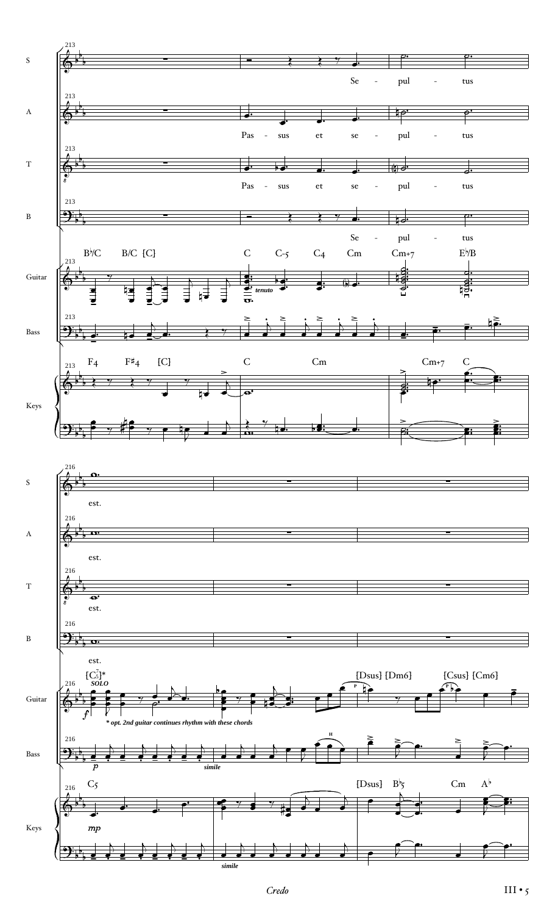S: Se - pul - tus est.

A: Pas - sus et se - pul - tus est.

T: Pas - sus et se - pul - tus est.

B: Se - pul - tus est.

Guitar: B♭/C B/C [C] C C-5 C4 Cm Cm+7 E♭/B *tenuto* [$C^7_5$]* *SOLO* [Dsus] [Dm6] [Csus] [Cm6]

Keys: F4 F♯4 [C] C Cm Cm+7 C C5 [Dsus] B♭5 Cm A♭

*simile*

* *opt. 2nd guitar continues rhythm with these chords*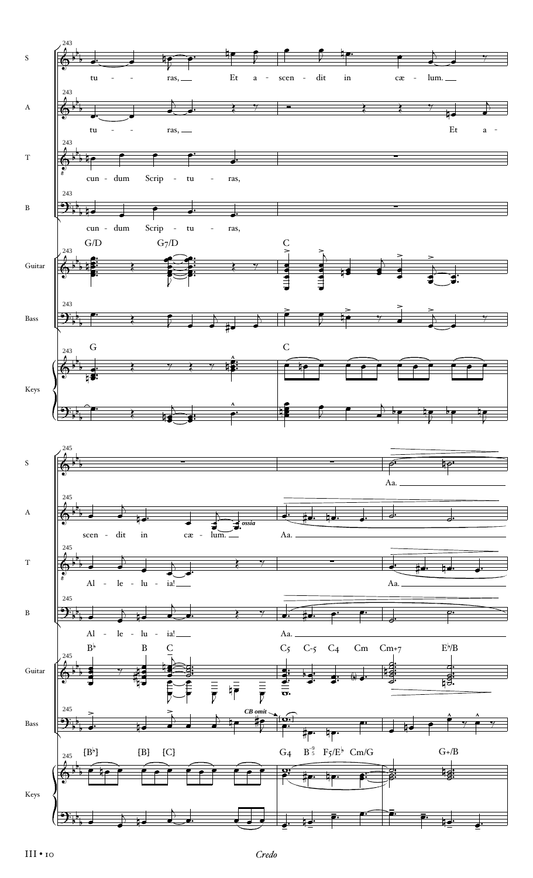243

S: tu - - ras, Et a - scen - dit in cæ - lum.

A: tu - - ras, Et a -

T: cun - dum Scrip - tu - ras,

B: cun - dum Scrip - tu - ras,

Guitar: G/D G7/D C

Keys: G C

245

S: Aa.

A: scen - dit in cæ - lum. *ossia* Aa.

T: Al - le - lu - ia! Aa.

B: Al - le - lu - ia! Aa.

Guitar: B♭ B C C5 C-5 C4 Cm Cm+7 E♭/B

Bass: *CB omit*

Keys: [B♭] [B] [C] G4 $B^{-9}_{5}$ F5/E♭ Cm/G G+/B

III • 10 *Credo*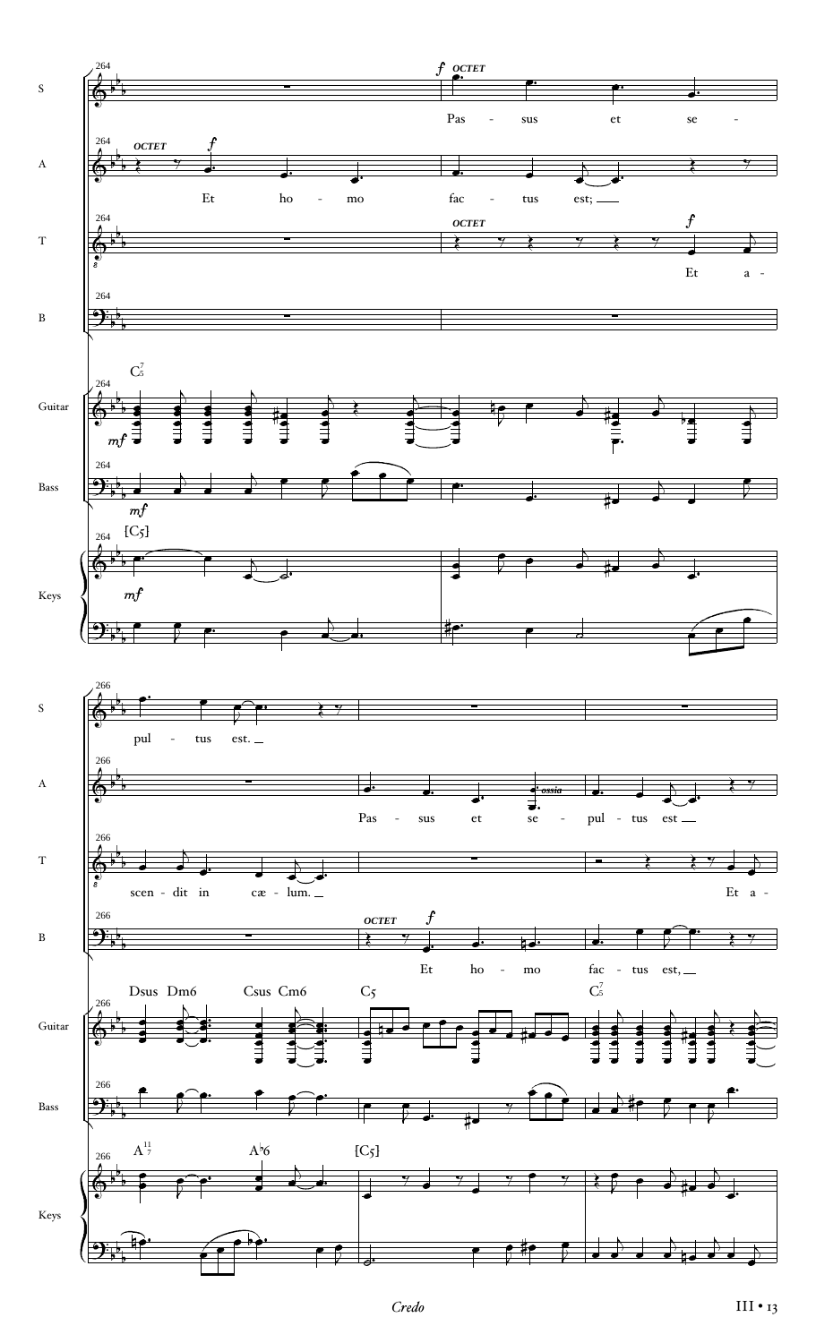**S** — *f* OCTET — Pas - sus et se - pul - tus est.

**A** — OCTET *f* — Et ho - mo fac - tus est; — Pas - sus et se - pul - tus est (ossia)

**T** — OCTET *f* — Et a - scen - dit in cæ - lum. — Et a -

**B** — OCTET *f* — Et ho - mo fac - tus est, —

**Guitar** — *mf* — $C_5^7$ — Dsus Dm6 Csus Cm6 — C5 — $C_5^7$

**Bass** — *mf*

**Keys** — *mf* — [C5] — $A_7^{11}$ — A♭6 — [C5]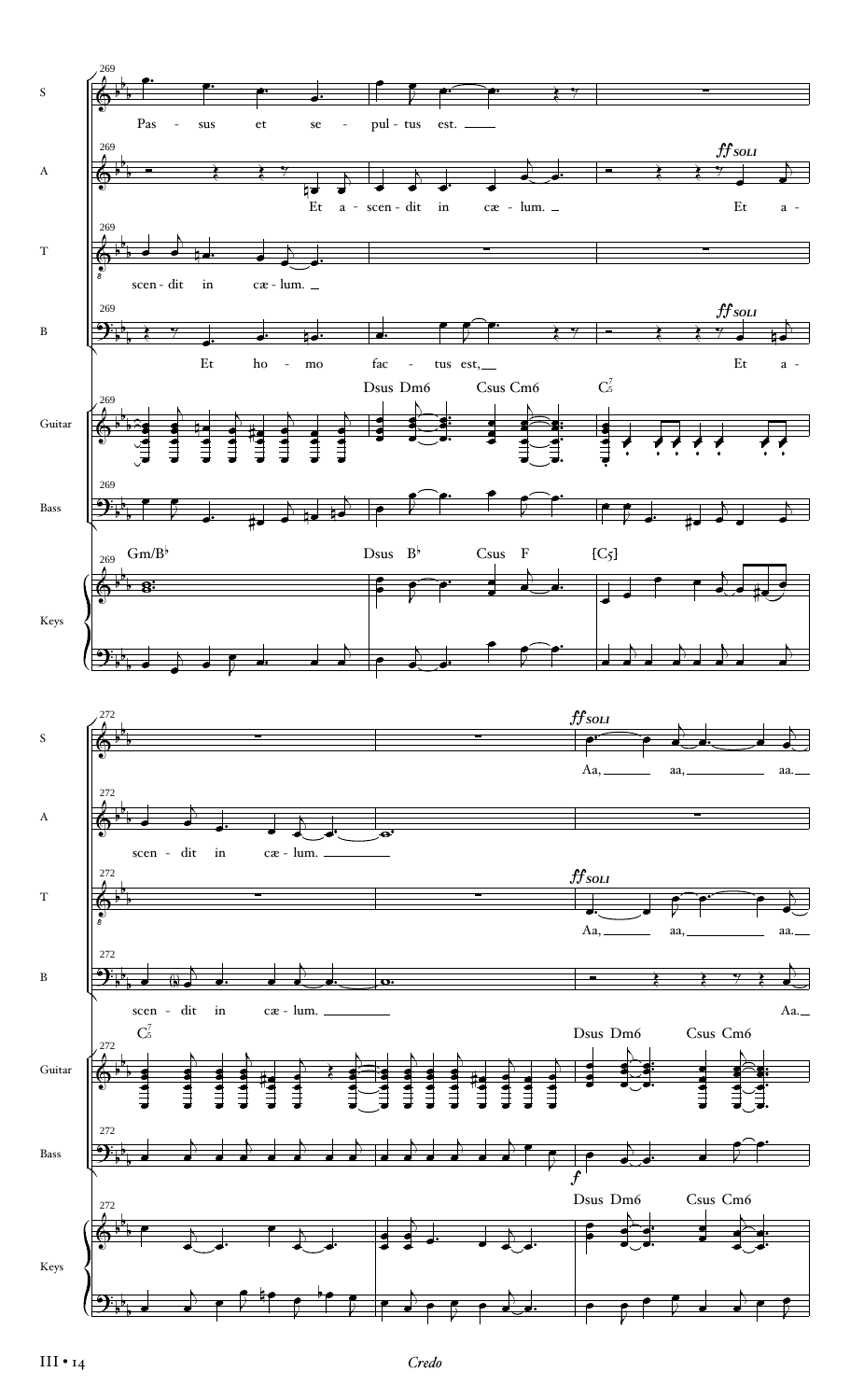S: Pas - sus et se - pul - tus est.

A: Et a - scen - dit in cæ - lum. Et a - scen - dit in cæ - lum.

T: scen - dit in cæ - lum.

B: Et ho - mo fac - tus est, Et a - scen - dit in cæ - lum.

*ff soli*

S: Aa, aa, aa.

T: Aa, aa, aa.

B: Aa.

Guitar: Dsus Dm6 Csus Cm6 $C_5^7$ — $C_5^7$ — Dsus Dm6 Csus Cm6

Keys: Gm/B♭ — Dsus B♭ Csus F [C5] — Dsus Dm6 Csus Cm6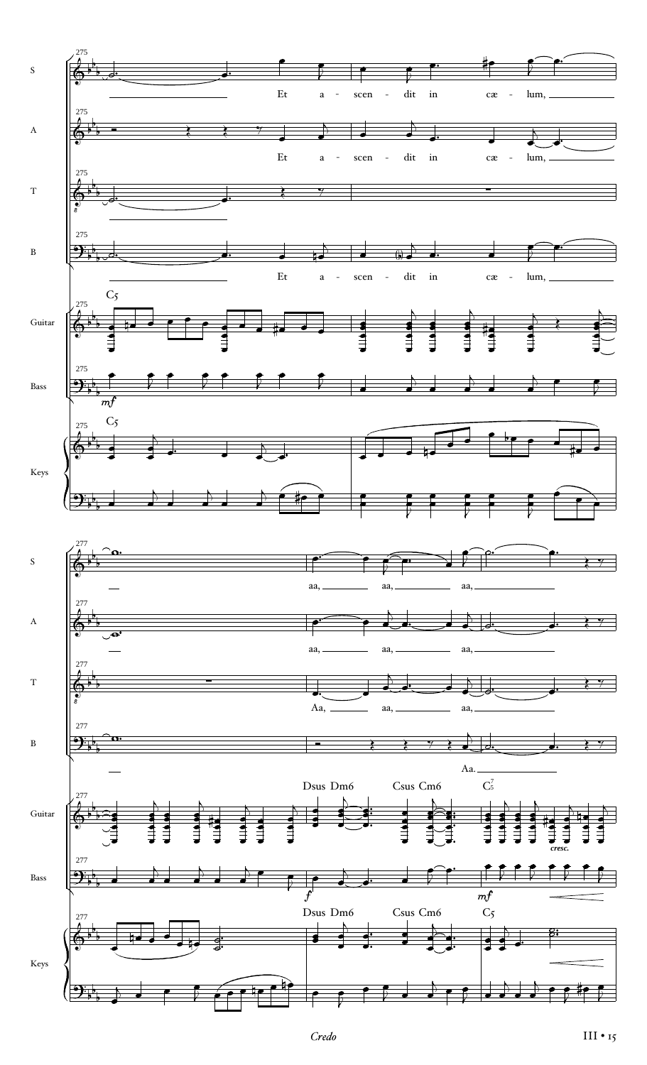275

S: Et a - scen - dit in cæ - lum,

A: Et a - scen - dit in cæ - lum,

T:

B: Et a - scen - dit in cæ - lum,

Guitar: C5

Bass: *mf*

Keys: C5

277

S: aa, aa, aa,

A: aa, aa, aa,

T: Aa, aa, aa,

B: Aa.

Guitar: Dsus Dm6 Csus Cm6 $C^{7}_{5}$ *cresc.*

Bass: *f* *mf*

Keys: Dsus Dm6 Csus Cm6 C5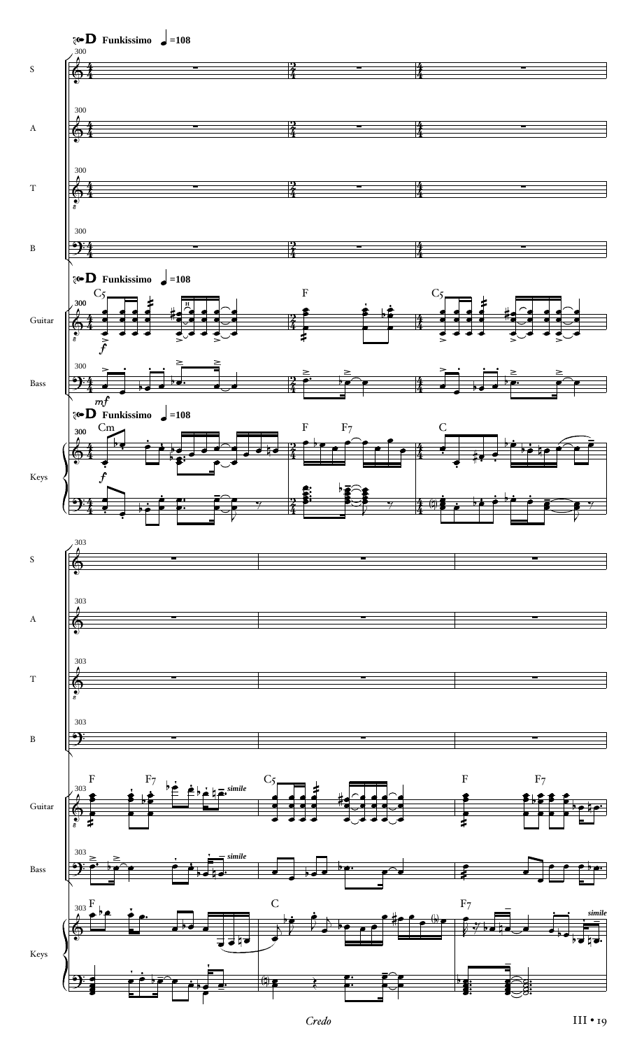**D** **Funkissimo** ♩=108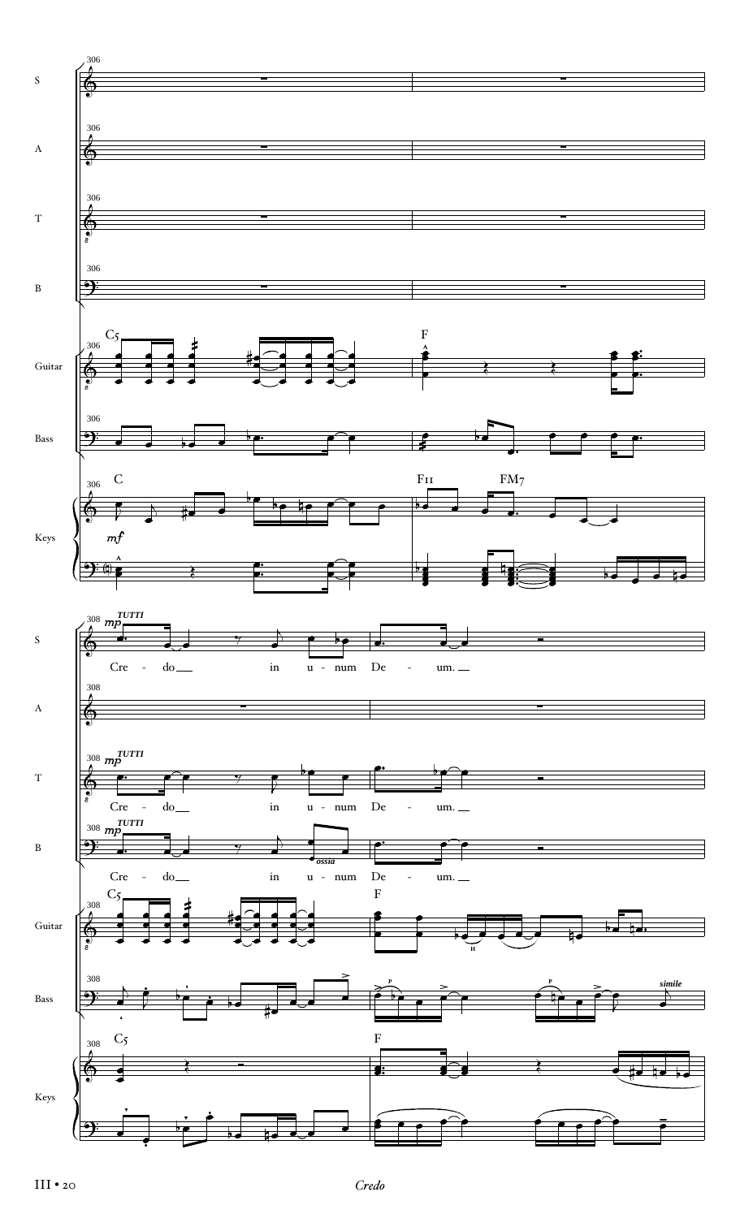Cre - do in u - num De - um.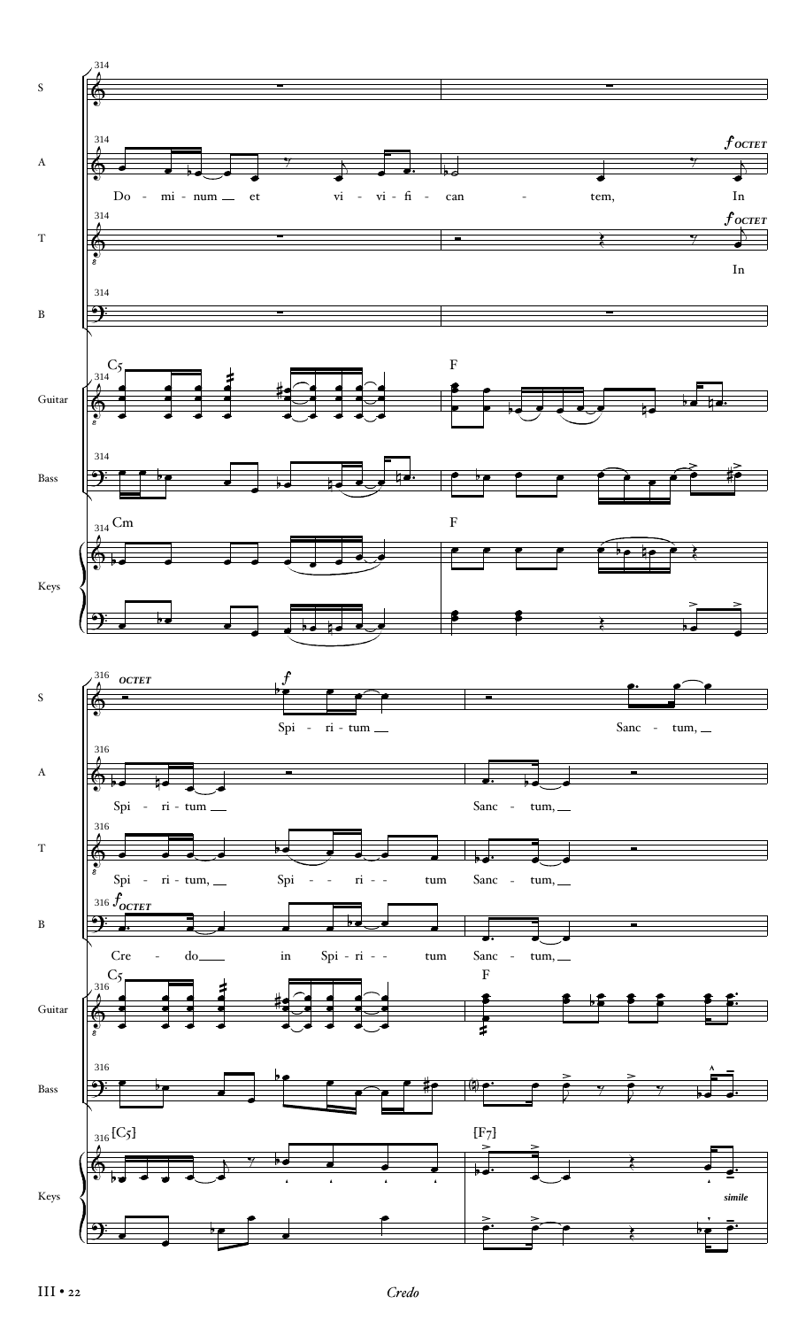314

S

A: Do - mi - num — et vi - vi - fi - can - tem, *f* OCTET In

T: *f* OCTET In

B

Guitar: C5 — F

Bass

Keys: Cm — F

316

S: OCTET *f* Spi - ri - tum — Sanc - tum, —

A: Spi - ri - tum — Sanc - tum, —

T: Spi - ri - tum, — Spi - - ri - - tum Sanc - tum, —

B: *f* OCTET Cre - do — in Spi - ri - - tum Sanc - tum, —

Guitar: C5 — F

Bass

Keys: [C5] — [F7] *simile*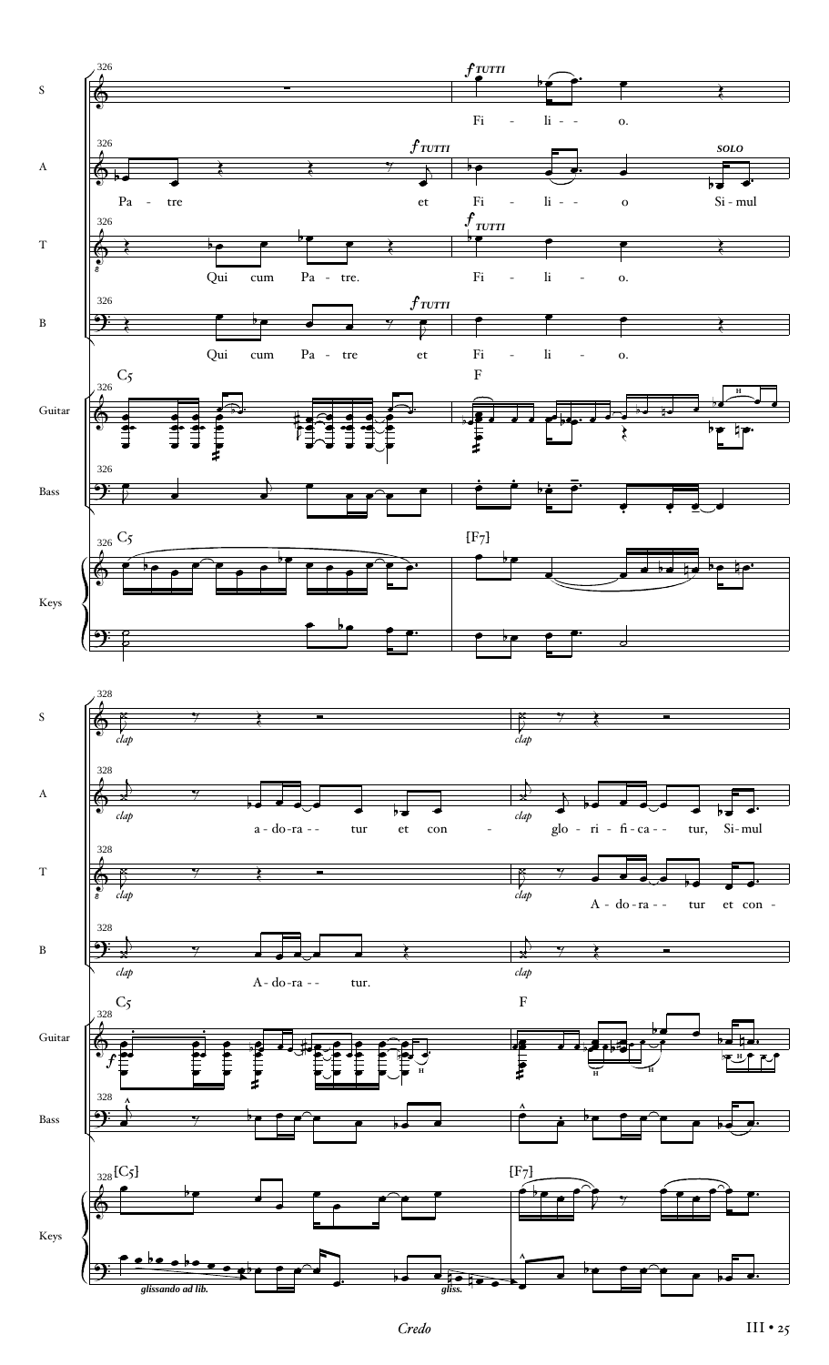326

**S** — *f TUTTI* — Fi - li - - o.

**A** — Pa - tre *f TUTTI* et Fi - li - - o *SOLO* Si - mul

**T** — Qui cum Pa - tre. *f TUTTI* Fi - li - o.

**B** — Qui cum Pa - tre *f TUTTI* et Fi - li - o.

**Guitar** — C5 F

**Bass**

**Keys** — C5 [F7]

328

**S** — *clap* *clap*

**A** — *clap* a - do - ra - - tur et con - *clap* glo - ri - fi - ca - - tur, Si - mul

**T** — *clap* *clap* A - do - ra - - tur et con -

**B** — *clap* A - do - ra - - tur. *clap*

**Guitar** — C5 F

**Bass**

**Keys** — [C5] *glissando ad lib.* *gliss.* [F7]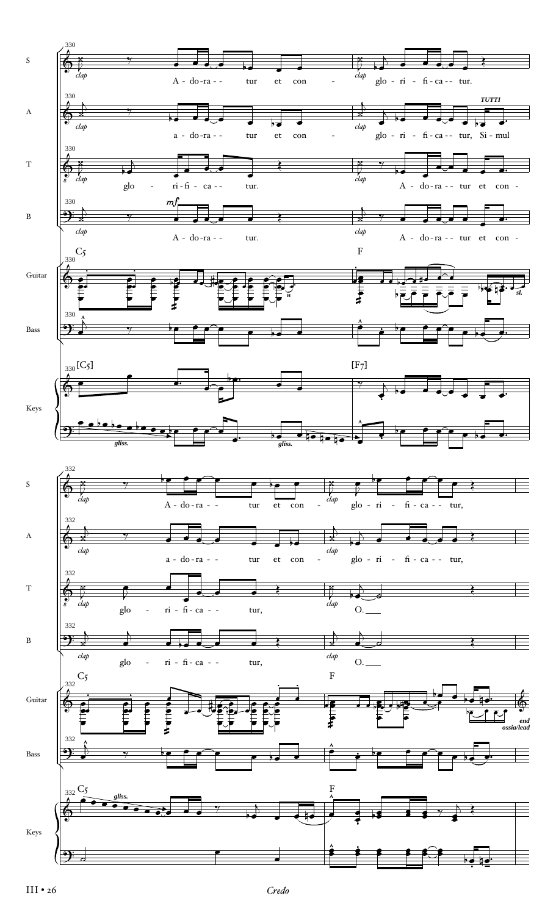330

S: *clap* A - do - ra - - tur et con - *clap* glo - ri - fi - ca - - tur.

A: *clap* a - do - ra - - tur et con - *clap* glo - ri - fi - ca - - tur, Si - mul *TUTTI*

T: *clap* glo - ri - fi - ca - - tur. *clap* A - do - ra - - tur et con -

B: *clap* *mf* A - do - ra - - tur. *clap* A - do - ra - - tur et con -

Guitar: C5 F *sl.*

Bass

Keys: [C5] [F7] *gliss.* *gliss.*

332

S: *clap* A - do - ra - - tur et con - *clap* glo - ri - fi - ca - - tur,

A: *clap* a - do - ra - - tur et con - *clap* glo - ri - fi - ca - - tur,

T: *clap* glo - ri - fi - ca - - tur, *clap* O.

B: *clap* glo - ri - fi - ca - - tur, *clap* O.

Guitar: C5 F *end ossia/lead*

Bass

Keys: C5 F *gliss.*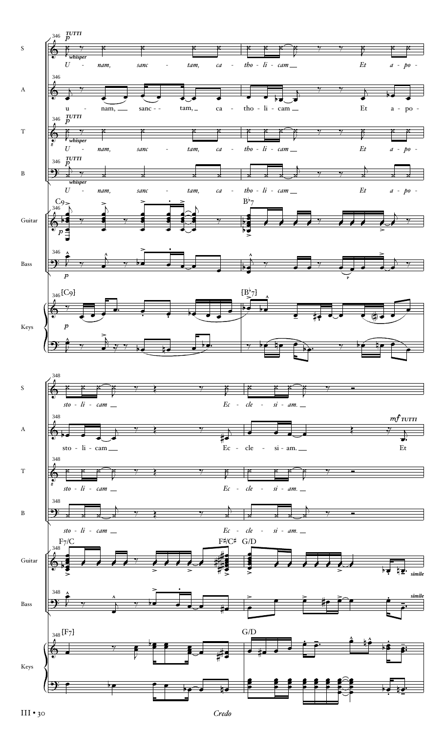S: *TUTTI* *p* *whisper*

*U - nam, sanc - tam, ca - tho - li - cam Et a - po - sto - li - cam Ec - cle - si - am.*

A:

u - nam, sanc - - tam, ca - tho - li - cam Et a - po - sto - li - cam Ec - cle - si - am. *mf TUTTI* Et

T: *TUTTI* *p* *whisper*

*U - nam, sanc - tam, ca - tho - li - cam Et a - po - sto - li - cam Ec - cle - si - am.*

B: *TUTTI* *p* *whisper*

*U - nam, sanc - tam, ca - tho - li - cam Et a - po - sto - li - cam Ec - cle - si - am.*

Guitar: C9 — B♭7 — F7/C — F♯/C♯ — G/D *simile*

Bass: *p* *simile*

Keys: [C9] — [B♭7] — [F7] — G/D *p*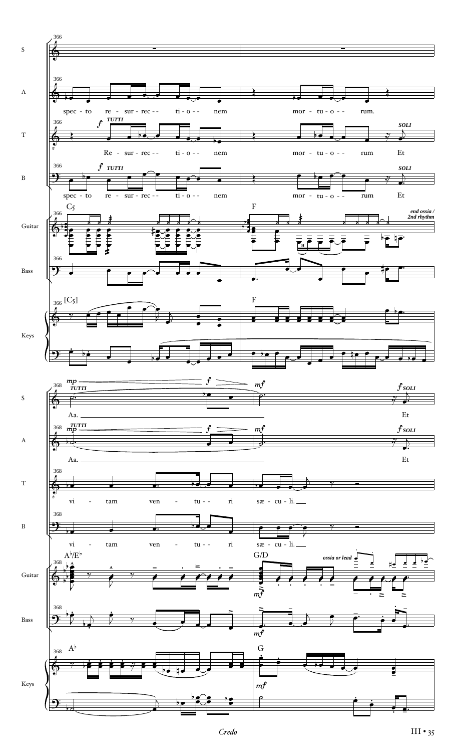**366**

**S**

**A** — spec - to re - sur - rec - - ti - o - - nem mor - tu - o - - rum.

**T** — *f* *TUTTI* Re - sur - rec - - ti - o - - nem mor - tu - o - - rum *SOLI* Et

**B** — *f* *TUTTI* spec - to re - sur - rec - - ti - o - - nem mor - tu - o - - rum *SOLI* Et

**Guitar** — C5 | F — *end ossia / 2nd rhythm*

**Bass**

**Keys** — [C5] | F

**368**

**S** — *mp* *TUTTI* *f* *mf* Aa. *f* *SOLI* Et

**A** — *mp* *TUTTI* *f* *mf* Aa. *f* *SOLI* Et

**T** — vi - tam ven - tu - - ri sæ - cu - li.

**B** — vi - tam ven - tu - - ri sæ - cu - li.

**Guitar** — A♭/E♭ | G/D *mf* — *ossia or lead*

**Bass** — *mf*

**Keys** — A♭ | G *mf*